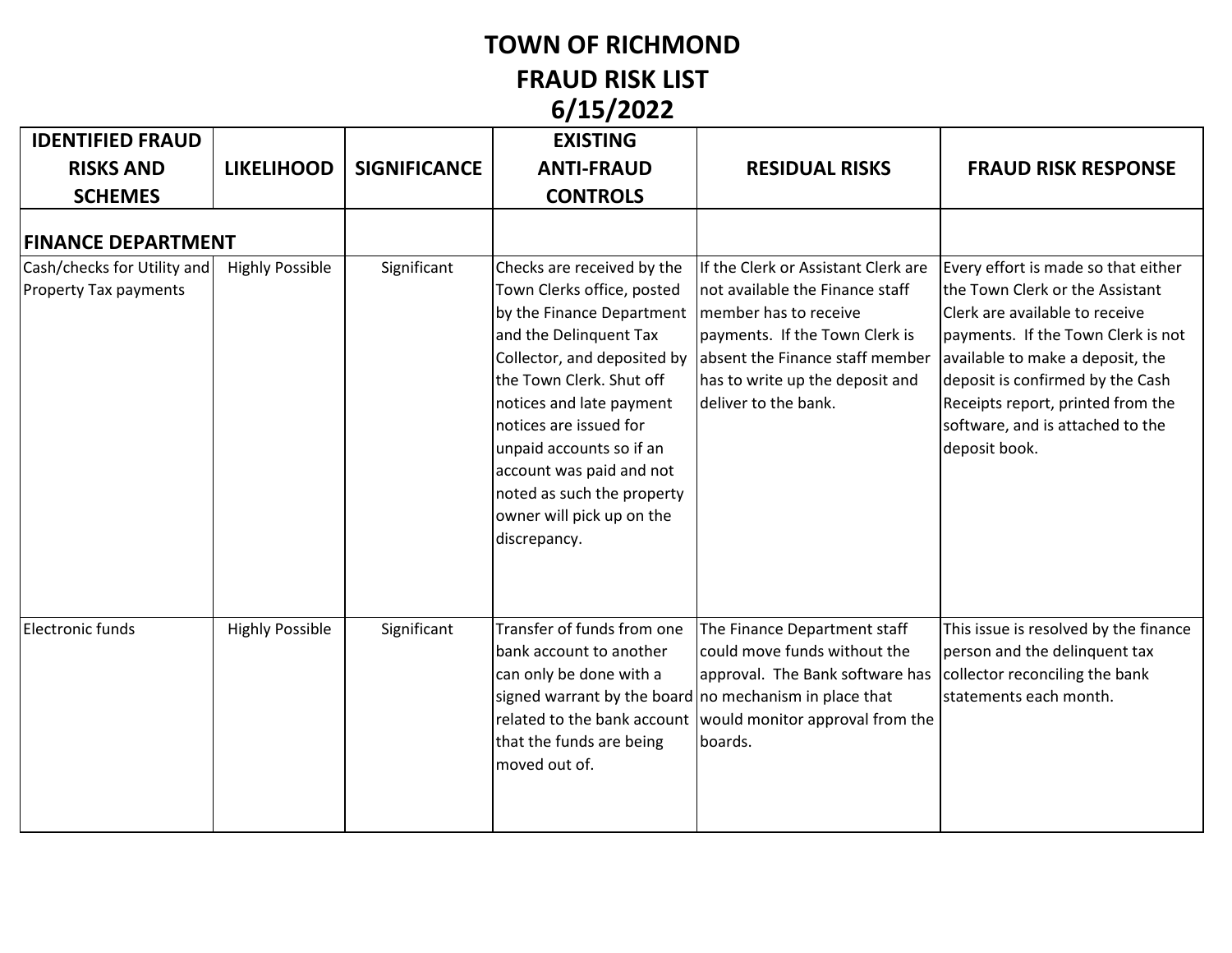# TOWN OF RICHMOND
# FRAUD RISK LIST
# 6/15/2022

| IDENTIFIED FRAUD RISKS AND SCHEMES | LIKELIHOOD | SIGNIFICANCE | EXISTING ANTI-FRAUD CONTROLS | RESIDUAL RISKS | FRAUD RISK RESPONSE |
|---|---|---|---|---|---|
| **FINANCE DEPARTMENT** | | | | | |
| Cash/checks for Utility and Property Tax payments | Highly Possible | Significant | Checks are received by the Town Clerks office, posted by the Finance Department and the Delinquent Tax Collector, and deposited by the Town Clerk. Shut off notices and late payment notices are issued for unpaid accounts so if an account was paid and not noted as such the property owner will pick up on the discrepancy. | If the Clerk or Assistant Clerk are not available the Finance staff member has to receive payments. If the Town Clerk is absent the Finance staff member has to write up the deposit and deliver to the bank. | Every effort is made so that either the Town Clerk or the Assistant Clerk are available to receive payments. If the Town Clerk is not available to make a deposit, the deposit is confirmed by the Cash Receipts report, printed from the software, and is attached to the deposit book. |
| Electronic funds | Highly Possible | Significant | Transfer of funds from one bank account to another can only be done with a signed warrant by the board related to the bank account that the funds are being moved out of. | The Finance Department staff could move funds without the approval. The Bank software has no mechanism in place that would monitor approval from the boards. | This issue is resolved by the finance person and the delinquent tax collector reconciling the bank statements each month. |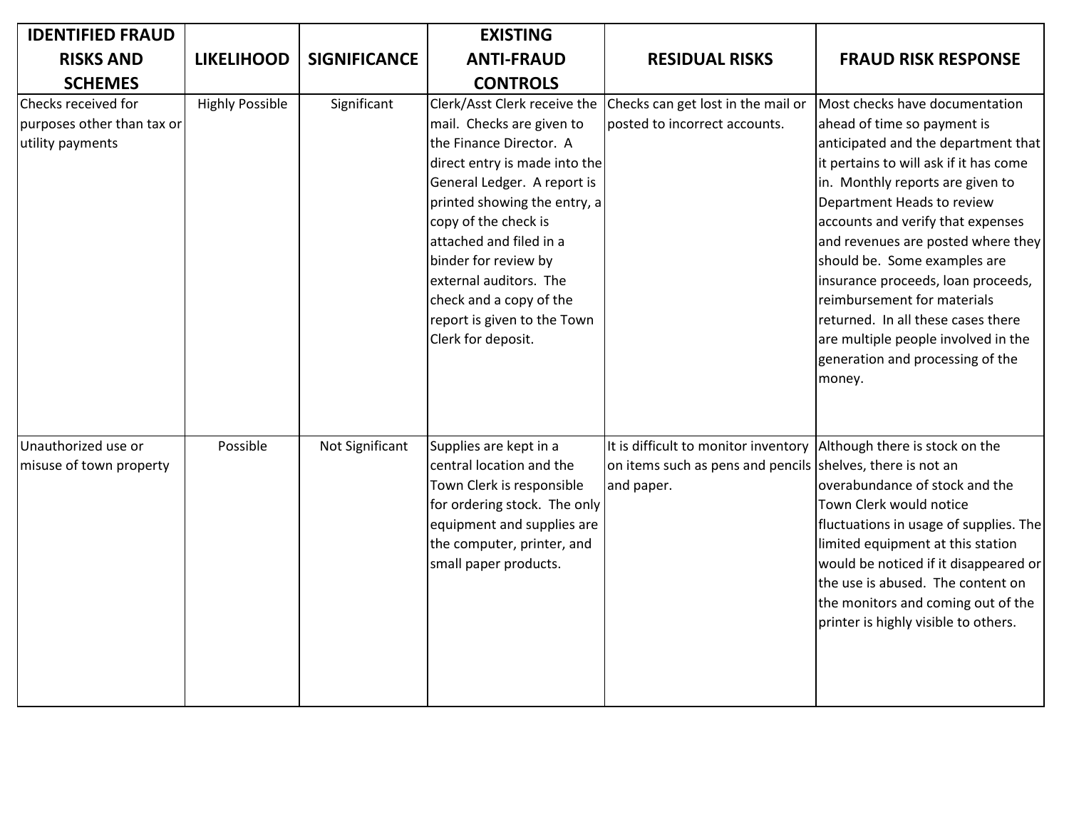| IDENTIFIED FRAUD RISKS AND SCHEMES | LIKELIHOOD | SIGNIFICANCE | EXISTING ANTI-FRAUD CONTROLS | RESIDUAL RISKS | FRAUD RISK RESPONSE |
|---|---|---|---|---|---|
| Checks received for purposes other than tax or utility payments | Highly Possible | Significant | Clerk/Asst Clerk receive the mail. Checks are given to the Finance Director. A direct entry is made into the General Ledger. A report is printed showing the entry, a copy of the check is attached and filed in a binder for review by external auditors. The check and a copy of the report is given to the Town Clerk for deposit. | Checks can get lost in the mail or posted to incorrect accounts. | Most checks have documentation ahead of time so payment is anticipated and the department that it pertains to will ask if it has come in. Monthly reports are given to Department Heads to review accounts and verify that expenses and revenues are posted where they should be. Some examples are insurance proceeds, loan proceeds, reimbursement for materials returned. In all these cases there are multiple people involved in the generation and processing of the money. |
| Unauthorized use or misuse of town property | Possible | Not Significant | Supplies are kept in a central location and the Town Clerk is responsible for ordering stock. The only equipment and supplies are the computer, printer, and small paper products. | It is difficult to monitor inventory on items such as pens and pencils and paper. | Although there is stock on the shelves, there is not an overabundance of stock and the Town Clerk would notice fluctuations in usage of supplies. The limited equipment at this station would be noticed if it disappeared or the use is abused. The content on the monitors and coming out of the printer is highly visible to others. |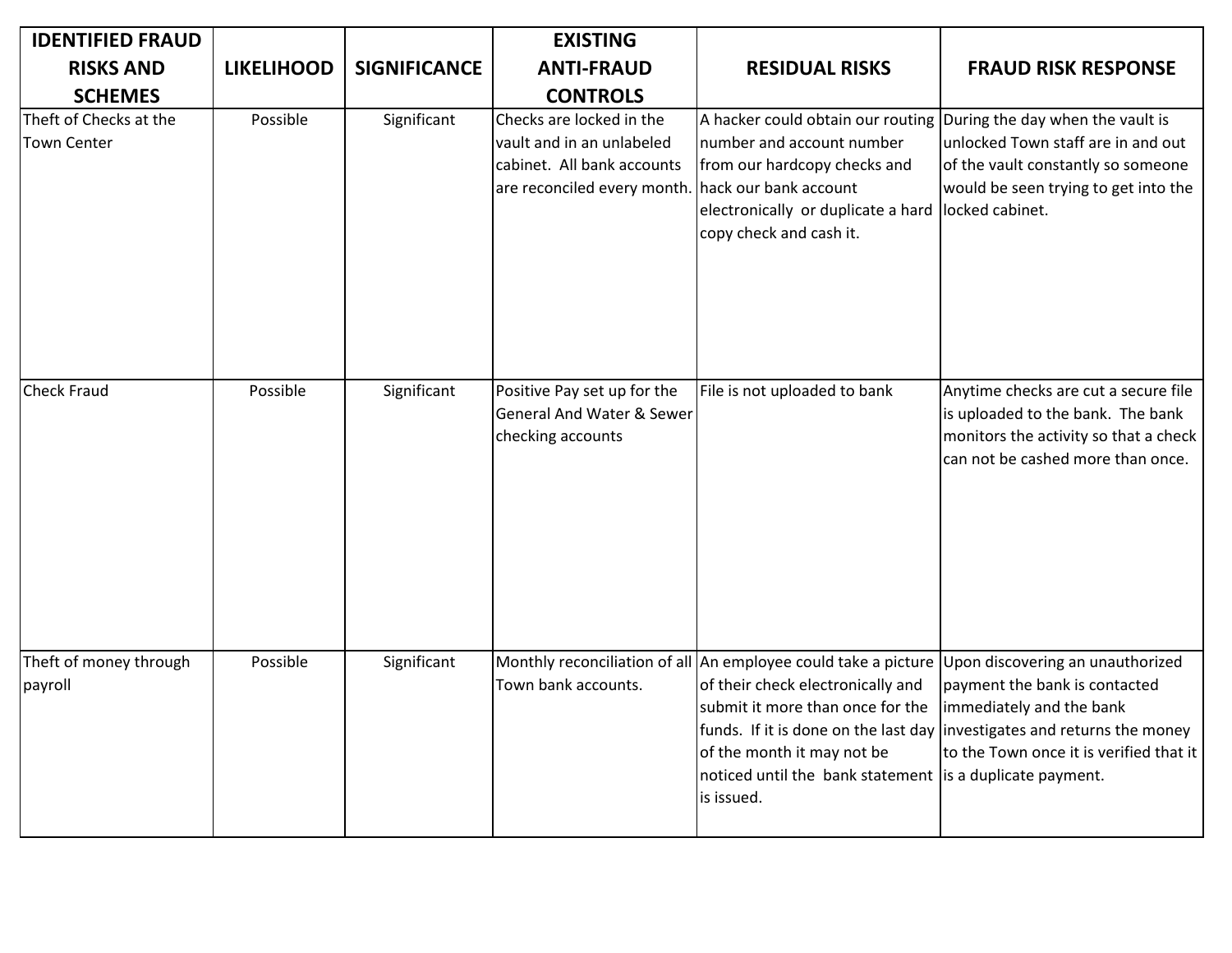| IDENTIFIED FRAUD RISKS AND SCHEMES | LIKELIHOOD | SIGNIFICANCE | EXISTING ANTI-FRAUD CONTROLS | RESIDUAL RISKS | FRAUD RISK RESPONSE |
|---|---|---|---|---|---|
| Theft of Checks at the Town Center | Possible | Significant | Checks are locked in the vault and in an unlabeled cabinet. All bank accounts are reconciled every month. | A hacker could obtain our routing number and account number from our hardcopy checks and hack our bank account electronically or duplicate a hard copy check and cash it. | During the day when the vault is unlocked Town staff are in and out of the vault constantly so someone would be seen trying to get into the locked cabinet. |
| Check Fraud | Possible | Significant | Positive Pay set up for the General And Water & Sewer checking accounts | File is not uploaded to bank | Anytime checks are cut a secure file is uploaded to the bank. The bank monitors the activity so that a check can not be cashed more than once. |
| Theft of money through payroll | Possible | Significant | Monthly reconciliation of all Town bank accounts. | An employee could take a picture of their check electronically and submit it more than once for the funds. If it is done on the last day of the month it may not be noticed until the bank statement is issued. | Upon discovering an unauthorized payment the bank is contacted immediately and the bank investigates and returns the money to the Town once it is verified that it is a duplicate payment. |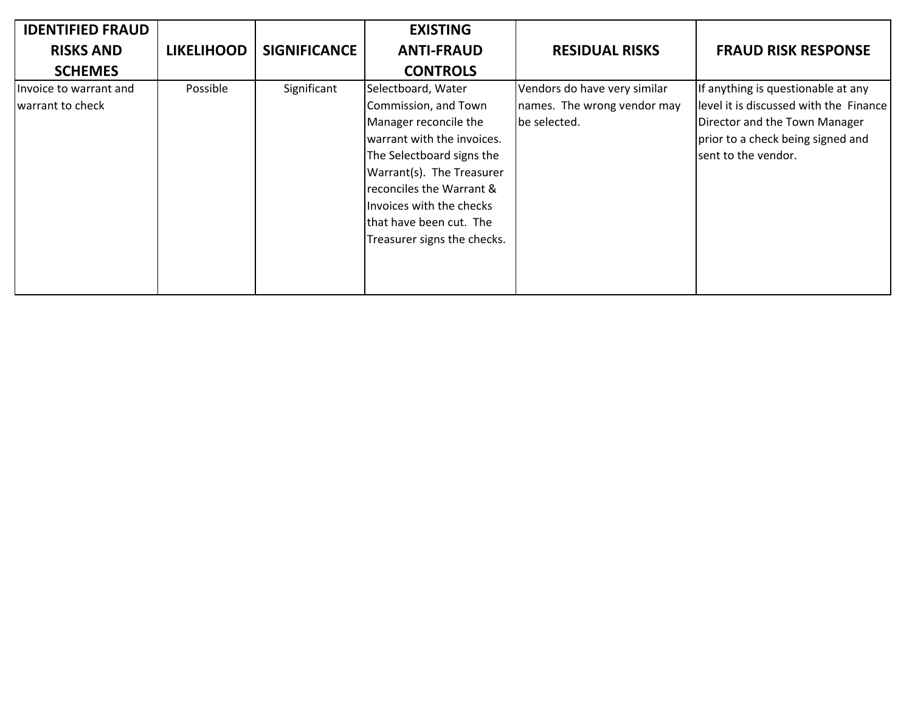| IDENTIFIED FRAUD RISKS AND SCHEMES | LIKELIHOOD | SIGNIFICANCE | EXISTING ANTI-FRAUD CONTROLS | RESIDUAL RISKS | FRAUD RISK RESPONSE |
|---|---|---|---|---|---|
| Invoice to warrant and warrant to check | Possible | Significant | Selectboard, Water Commission, and Town Manager reconcile the warrant with the invoices. The Selectboard signs the Warrant(s). The Treasurer reconciles the Warrant & Invoices with the checks that have been cut. The Treasurer signs the checks. | Vendors do have very similar names. The wrong vendor may be selected. | If anything is questionable at any level it is discussed with the Finance Director and the Town Manager prior to a check being signed and sent to the vendor. |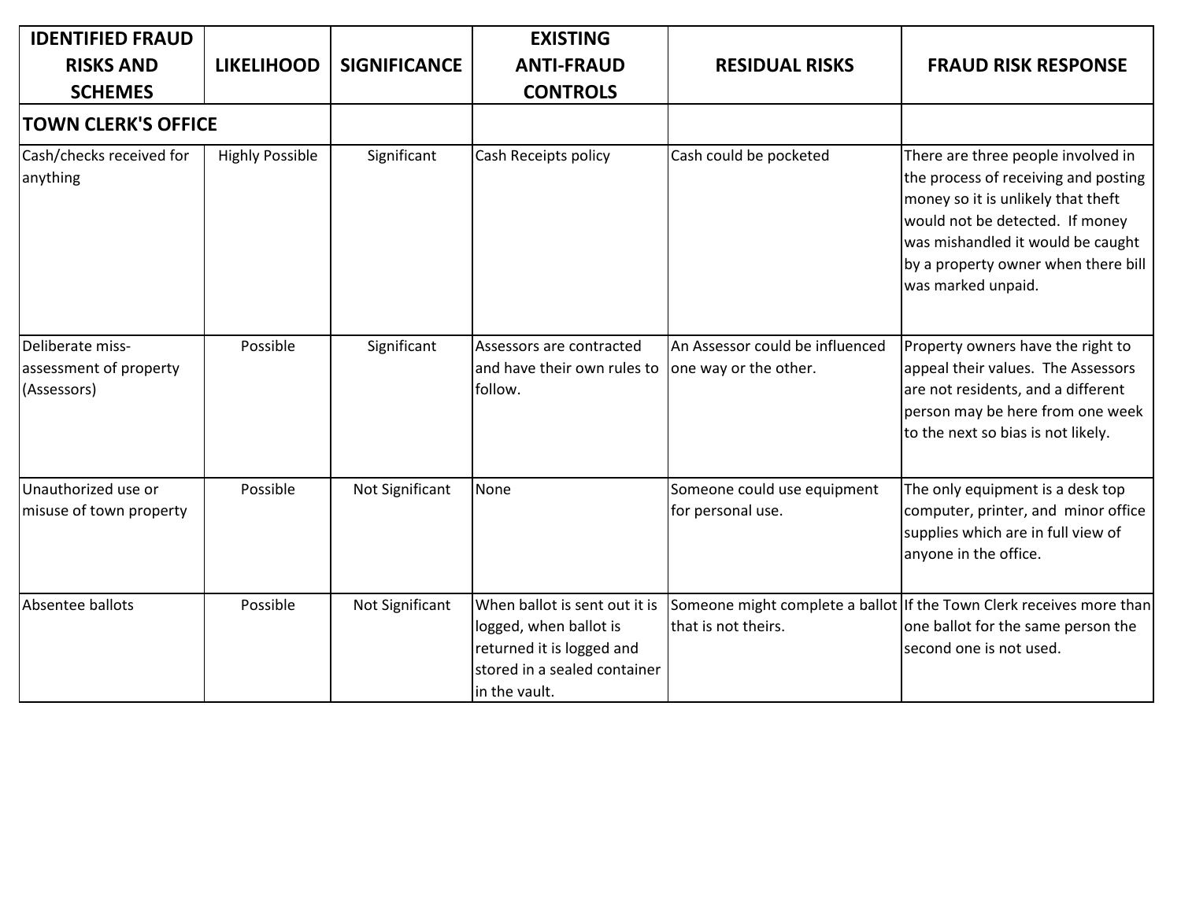| IDENTIFIED FRAUD RISKS AND SCHEMES | LIKELIHOOD | SIGNIFICANCE | EXISTING ANTI-FRAUD CONTROLS | RESIDUAL RISKS | FRAUD RISK RESPONSE |
|---|---|---|---|---|---|
| **TOWN CLERK'S OFFICE** | | | | | |
| Cash/checks received for anything | Highly Possible | Significant | Cash Receipts policy | Cash could be pocketed | There are three people involved in the process of receiving and posting money so it is unlikely that theft would not be detected. If money was mishandled it would be caught by a property owner when there bill was marked unpaid. |
| Deliberate miss-assessment of property (Assessors) | Possible | Significant | Assessors are contracted and have their own rules to follow. | An Assessor could be influenced one way or the other. | Property owners have the right to appeal their values. The Assessors are not residents, and a different person may be here from one week to the next so bias is not likely. |
| Unauthorized use or misuse of town property | Possible | Not Significant | None | Someone could use equipment for personal use. | The only equipment is a desk top computer, printer, and minor office supplies which are in full view of anyone in the office. |
| Absentee ballots | Possible | Not Significant | When ballot is sent out it is logged, when ballot is returned it is logged and stored in a sealed container in the vault. | Someone might complete a ballot that is not theirs. | If the Town Clerk receives more than one ballot for the same person the second one is not used. |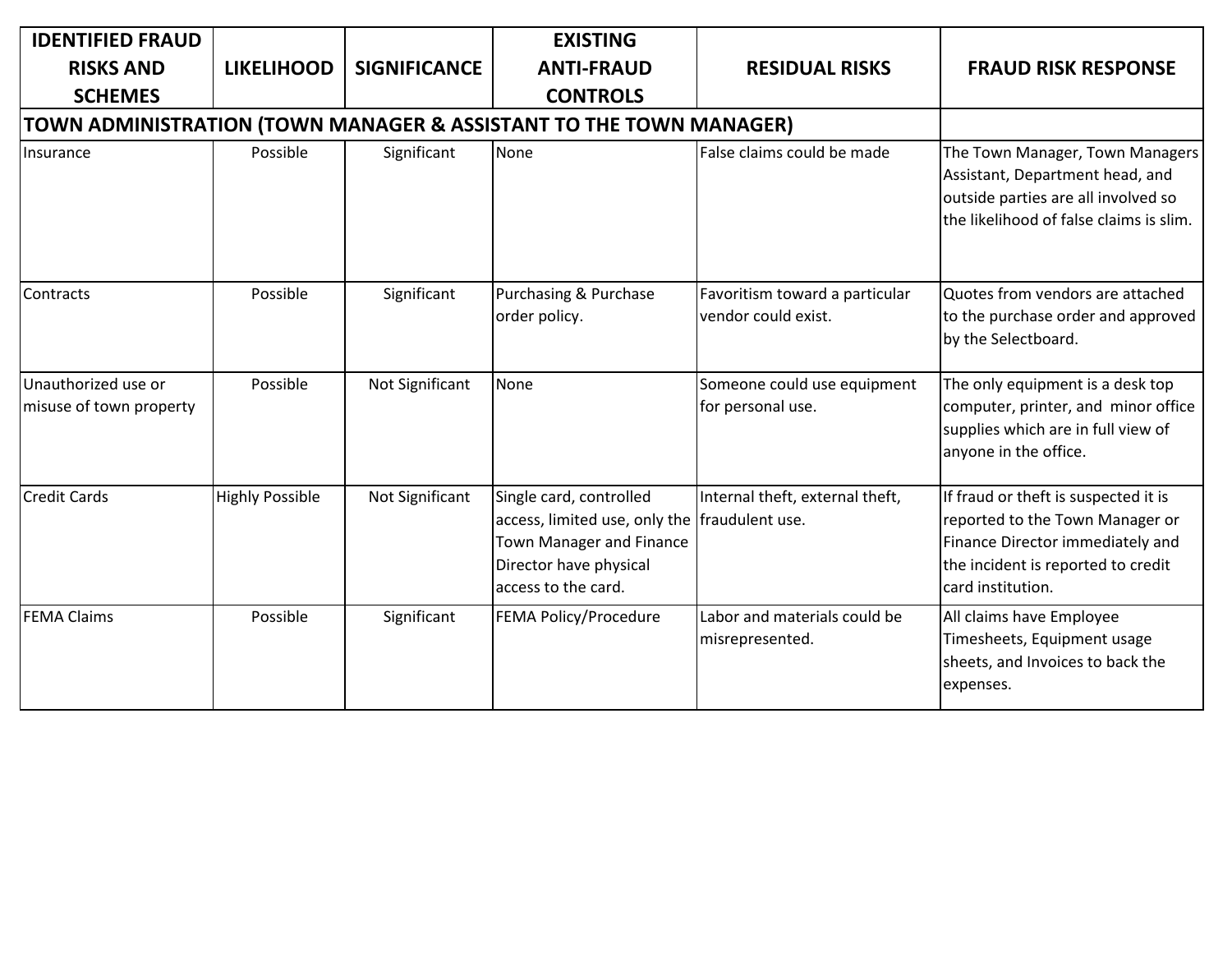| IDENTIFIED FRAUD RISKS AND SCHEMES | LIKELIHOOD | SIGNIFICANCE | EXISTING ANTI-FRAUD CONTROLS | RESIDUAL RISKS | FRAUD RISK RESPONSE |
|---|---|---|---|---|---|
| **TOWN ADMINISTRATION (TOWN MANAGER & ASSISTANT TO THE TOWN MANAGER)** | | | | | |
| Insurance | Possible | Significant | None | False claims could be made | The Town Manager, Town Managers Assistant, Department head, and outside parties are all involved so the likelihood of false claims is slim. |
| Contracts | Possible | Significant | Purchasing & Purchase order policy. | Favoritism toward a particular vendor could exist. | Quotes from vendors are attached to the purchase order and approved by the Selectboard. |
| Unauthorized use or misuse of town property | Possible | Not Significant | None | Someone could use equipment for personal use. | The only equipment is a desk top computer, printer, and minor office supplies which are in full view of anyone in the office. |
| Credit Cards | Highly Possible | Not Significant | Single card, controlled access, limited use, only the Town Manager and Finance Director have physical access to the card. | Internal theft, external theft, fraudulent use. | If fraud or theft is suspected it is reported to the Town Manager or Finance Director immediately and the incident is reported to credit card institution. |
| FEMA Claims | Possible | Significant | FEMA Policy/Procedure | Labor and materials could be misrepresented. | All claims have Employee Timesheets, Equipment usage sheets, and Invoices to back the expenses. |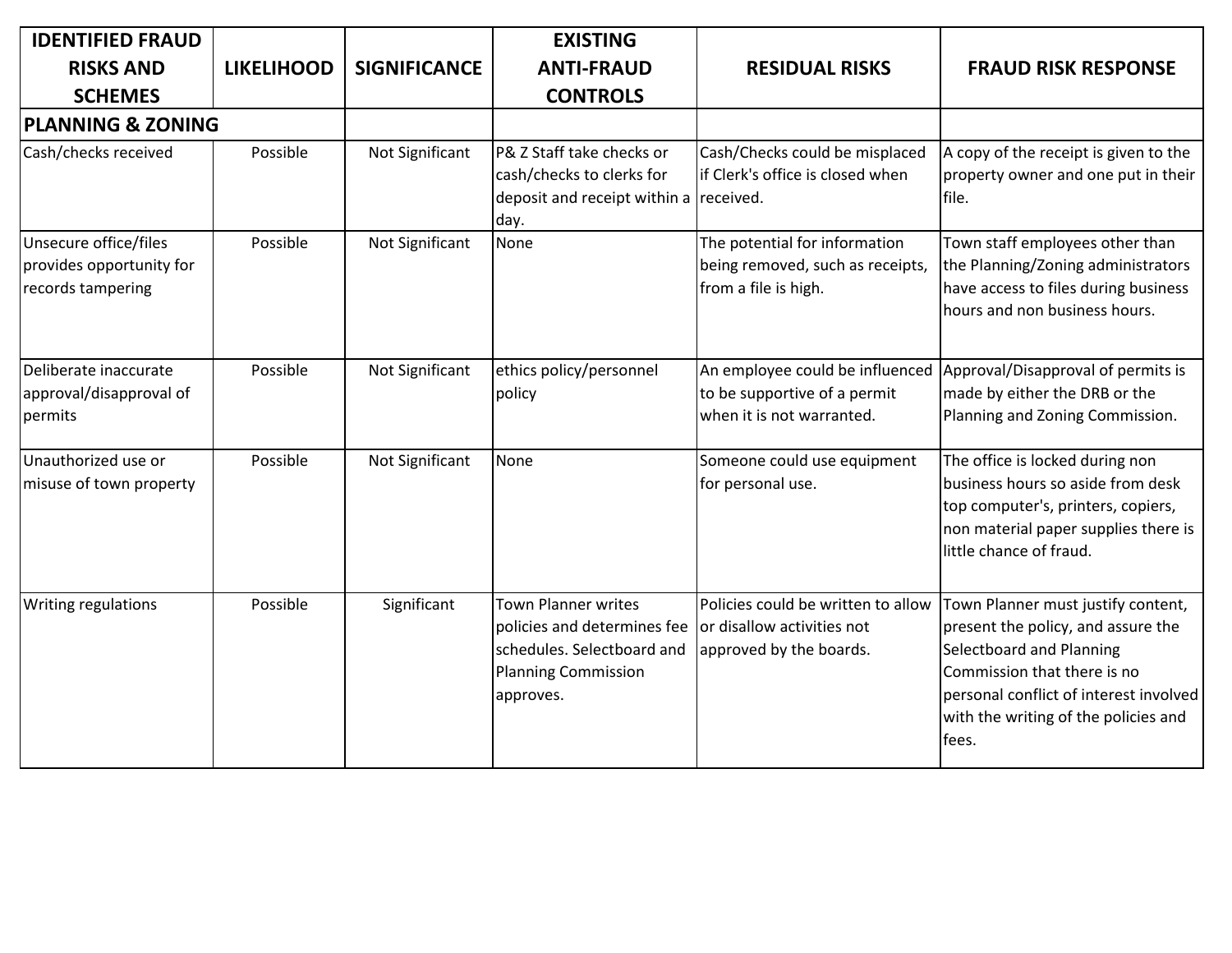| IDENTIFIED FRAUD RISKS AND SCHEMES | LIKELIHOOD | SIGNIFICANCE | EXISTING ANTI-FRAUD CONTROLS | RESIDUAL RISKS | FRAUD RISK RESPONSE |
|---|---|---|---|---|---|
| **PLANNING & ZONING** | | | | | |
| Cash/checks received | Possible | Not Significant | P& Z Staff take checks or cash/checks to clerks for deposit and receipt within a day. | Cash/Checks could be misplaced if Clerk's office is closed when received. | A copy of the receipt is given to the property owner and one put in their file. |
| Unsecure office/files provides opportunity for records tampering | Possible | Not Significant | None | The potential for information being removed, such as receipts, from a file is high. | Town staff employees other than the Planning/Zoning administrators have access to files during business hours and non business hours. |
| Deliberate inaccurate approval/disapproval of permits | Possible | Not Significant | ethics policy/personnel policy | An employee could be influenced to be supportive of a permit when it is not warranted. | Approval/Disapproval of permits is made by either the DRB or the Planning and Zoning Commission. |
| Unauthorized use or misuse of town property | Possible | Not Significant | None | Someone could use equipment for personal use. | The office is locked during non business hours so aside from desk top computer's, printers, copiers, non material paper supplies there is little chance of fraud. |
| Writing regulations | Possible | Significant | Town Planner writes policies and determines fee schedules. Selectboard and Planning Commission approves. | Policies could be written to allow or disallow activities not approved by the boards. | Town Planner must justify content, present the policy, and assure the Selectboard and Planning Commission that there is no personal conflict of interest involved with the writing of the policies and fees. |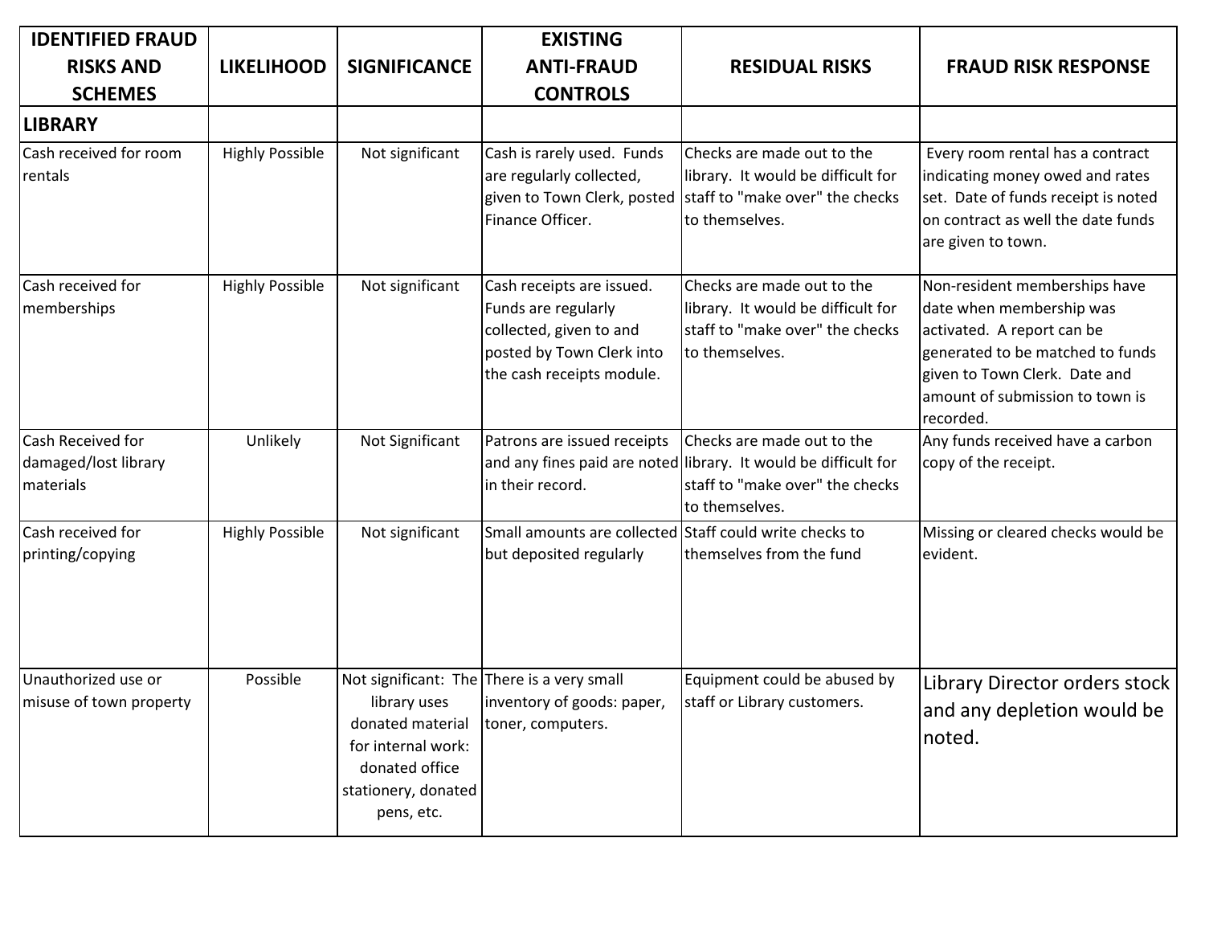| IDENTIFIED FRAUD RISKS AND SCHEMES | LIKELIHOOD | SIGNIFICANCE | EXISTING ANTI-FRAUD CONTROLS | RESIDUAL RISKS | FRAUD RISK RESPONSE |
|---|---|---|---|---|---|
| **LIBRARY** | | | | | |
| Cash received for room rentals | Highly Possible | Not significant | Cash is rarely used. Funds are regularly collected, given to Town Clerk, posted Finance Officer. | Checks are made out to the library. It would be difficult for staff to "make over" the checks to themselves. | Every room rental has a contract indicating money owed and rates set. Date of funds receipt is noted on contract as well the date funds are given to town. |
| Cash received for memberships | Highly Possible | Not significant | Cash receipts are issued. Funds are regularly collected, given to and posted by Town Clerk into the cash receipts module. | Checks are made out to the library. It would be difficult for staff to "make over" the checks to themselves. | Non-resident memberships have date when membership was activated. A report can be generated to be matched to funds given to Town Clerk. Date and amount of submission to town is recorded. |
| Cash Received for damaged/lost library materials | Unlikely | Not Significant | Patrons are issued receipts and any fines paid are noted in their record. | Checks are made out to the library. It would be difficult for staff to "make over" the checks to themselves. | Any funds received have a carbon copy of the receipt. |
| Cash received for printing/copying | Highly Possible | Not significant | Small amounts are collected but deposited regularly | Staff could write checks to themselves from the fund | Missing or cleared checks would be evident. |
| Unauthorized use or misuse of town property | Possible | Not significant: The library uses donated material for internal work: donated office stationery, donated pens, etc. | There is a very small inventory of goods: paper, toner, computers. | Equipment could be abused by staff or Library customers. | Library Director orders stock and any depletion would be noted. |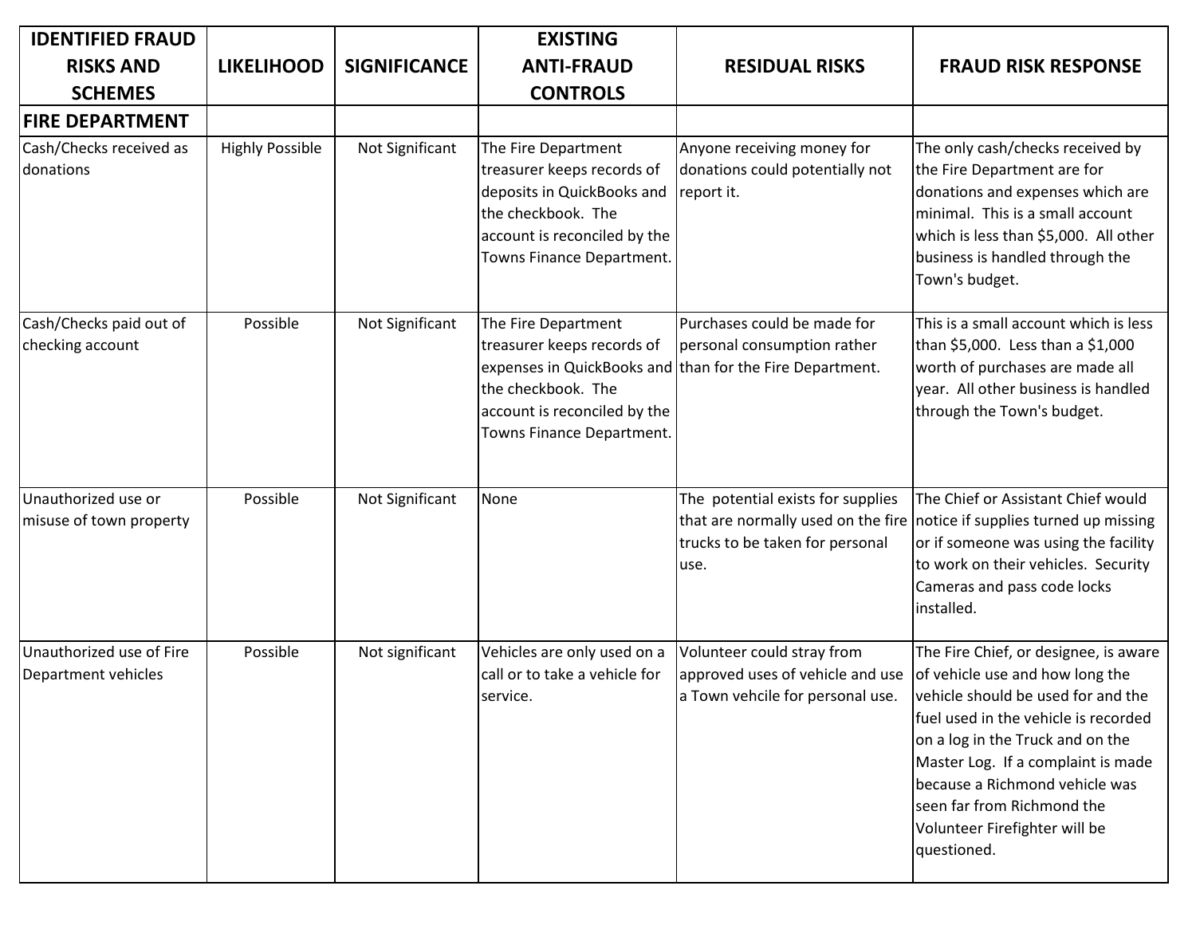| IDENTIFIED FRAUD RISKS AND SCHEMES | LIKELIHOOD | SIGNIFICANCE | EXISTING ANTI-FRAUD CONTROLS | RESIDUAL RISKS | FRAUD RISK RESPONSE |
|---|---|---|---|---|---|
| **FIRE DEPARTMENT** | | | | | |
| Cash/Checks received as donations | Highly Possible | Not Significant | The Fire Department treasurer keeps records of deposits in QuickBooks and the checkbook. The account is reconciled by the Towns Finance Department. | Anyone receiving money for donations could potentially not report it. | The only cash/checks received by the Fire Department are for donations and expenses which are minimal. This is a small account which is less than $5,000. All other business is handled through the Town's budget. |
| Cash/Checks paid out of checking account | Possible | Not Significant | The Fire Department treasurer keeps records of expenses in QuickBooks and the checkbook. The account is reconciled by the Towns Finance Department. | Purchases could be made for personal consumption rather than for the Fire Department. | This is a small account which is less than $5,000. Less than a $1,000 worth of purchases are made all year. All other business is handled through the Town's budget. |
| Unauthorized use or misuse of town property | Possible | Not Significant | None | The potential exists for supplies that are normally used on the fire trucks to be taken for personal use. | The Chief or Assistant Chief would notice if supplies turned up missing or if someone was using the facility to work on their vehicles. Security Cameras and pass code locks installed. |
| Unauthorized use of Fire Department vehicles | Possible | Not significant | Vehicles are only used on a call or to take a vehicle for service. | Volunteer could stray from approved uses of vehicle and use a Town vehcile for personal use. | The Fire Chief, or designee, is aware of vehicle use and how long the vehicle should be used for and the fuel used in the vehicle is recorded on a log in the Truck and on the Master Log. If a complaint is made because a Richmond vehicle was seen far from Richmond the Volunteer Firefighter will be questioned. |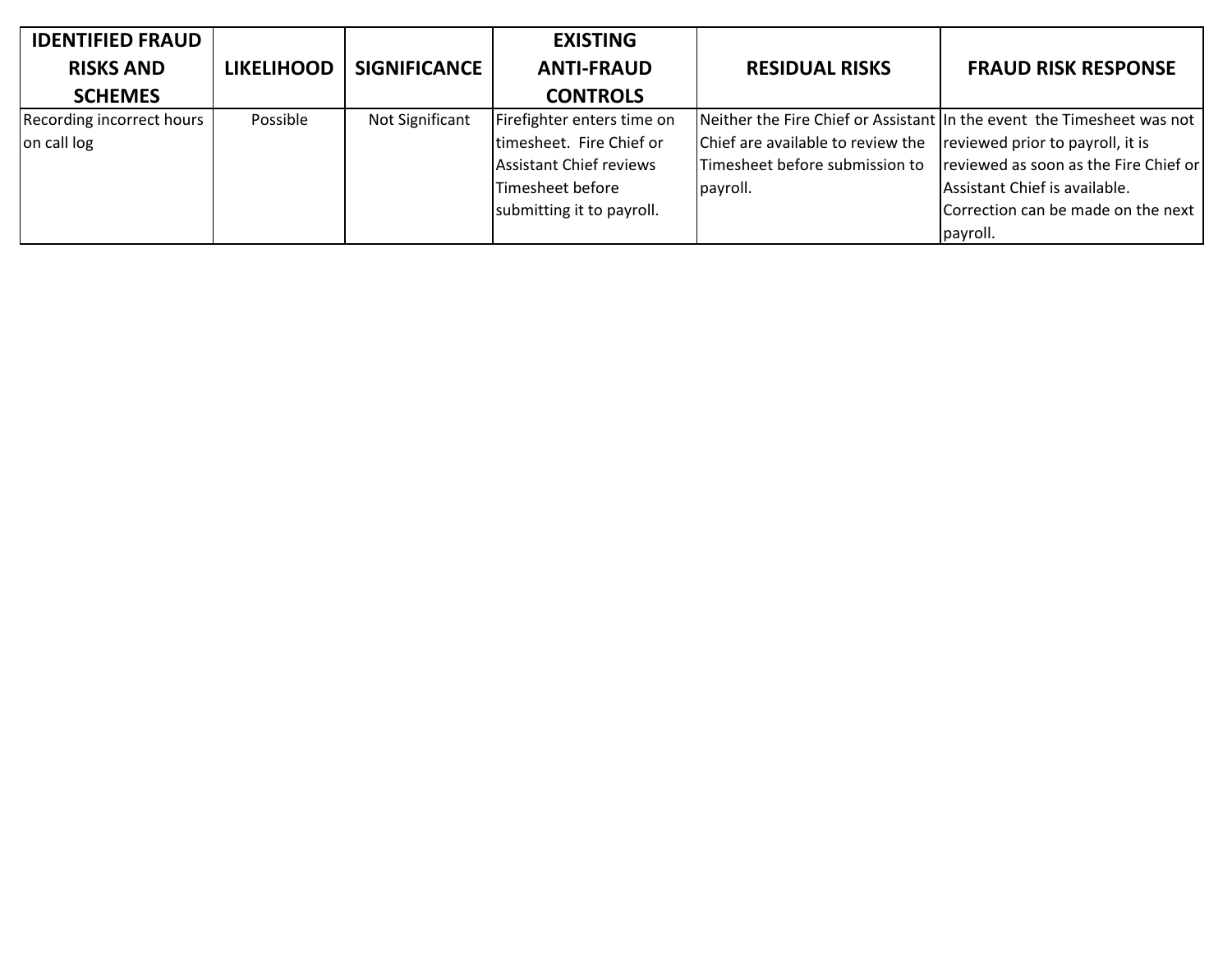| IDENTIFIED FRAUD RISKS AND SCHEMES | LIKELIHOOD | SIGNIFICANCE | EXISTING ANTI-FRAUD CONTROLS | RESIDUAL RISKS | FRAUD RISK RESPONSE |
|---|---|---|---|---|---|
| Recording incorrect hours on call log | Possible | Not Significant | Firefighter enters time on timesheet. Fire Chief or Assistant Chief reviews Timesheet before submitting it to payroll. | Neither the Fire Chief or Assistant Chief are available to review the Timesheet before submission to payroll. | In the event the Timesheet was not reviewed prior to payroll, it is reviewed as soon as the Fire Chief or Assistant Chief is available. Correction can be made on the next payroll. |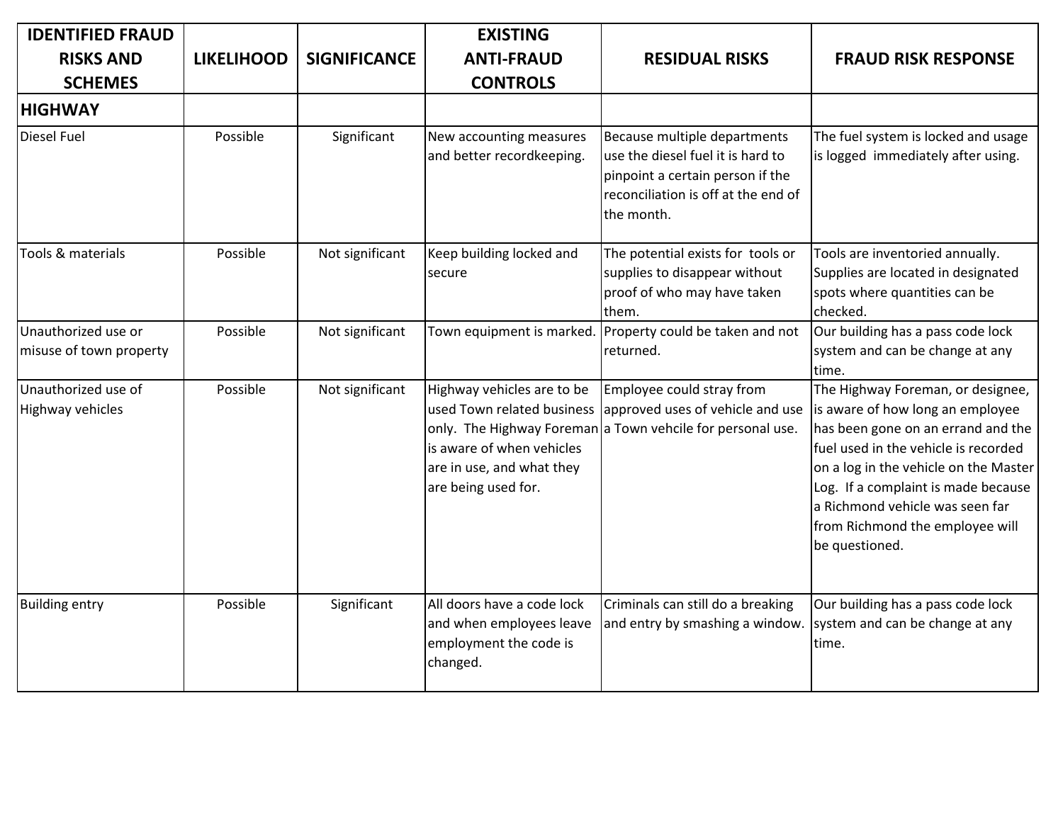| IDENTIFIED FRAUD RISKS AND SCHEMES | LIKELIHOOD | SIGNIFICANCE | EXISTING ANTI-FRAUD CONTROLS | RESIDUAL RISKS | FRAUD RISK RESPONSE |
|---|---|---|---|---|---|
| **HIGHWAY** | | | | | |
| Diesel Fuel | Possible | Significant | New accounting measures and better recordkeeping. | Because multiple departments use the diesel fuel it is hard to pinpoint a certain person if the reconciliation is off at the end of the month. | The fuel system is locked and usage is logged immediately after using. |
| Tools & materials | Possible | Not significant | Keep building locked and secure | The potential exists for tools or supplies to disappear without proof of who may have taken them. | Tools are inventoried annually. Supplies are located in designated spots where quantities can be checked. |
| Unauthorized use or misuse of town property | Possible | Not significant | Town equipment is marked. | Property could be taken and not returned. | Our building has a pass code lock system and can be change at any time. |
| Unauthorized use of Highway vehicles | Possible | Not significant | Highway vehicles are to be used Town related business only. The Highway Foreman is aware of when vehicles are in use, and what they are being used for. | Employee could stray from approved uses of vehicle and use a Town vehcile for personal use. | The Highway Foreman, or designee, is aware of how long an employee has been gone on an errand and the fuel used in the vehicle is recorded on a log in the vehicle on the Master Log. If a complaint is made because a Richmond vehicle was seen far from Richmond the employee will be questioned. |
| Building entry | Possible | Significant | All doors have a code lock and when employees leave employment the code is changed. | Criminals can still do a breaking and entry by smashing a window. | Our building has a pass code lock system and can be change at any time. |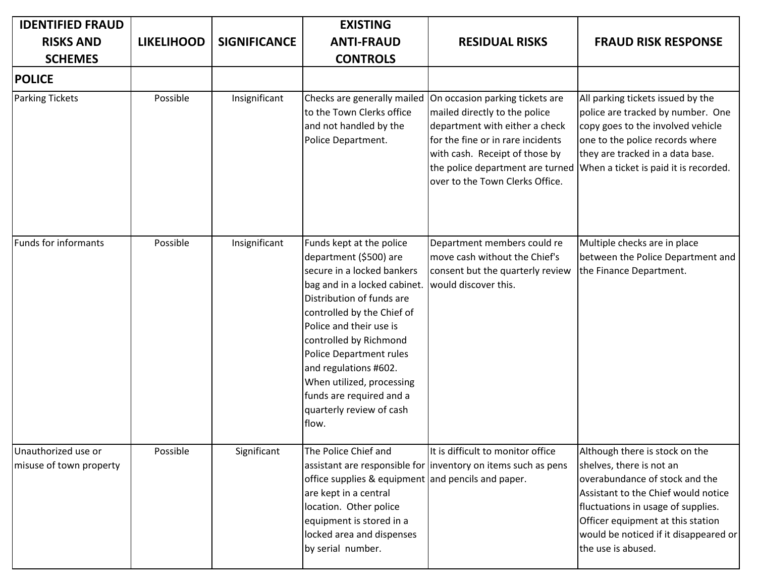| IDENTIFIED FRAUD RISKS AND SCHEMES | LIKELIHOOD | SIGNIFICANCE | EXISTING ANTI-FRAUD CONTROLS | RESIDUAL RISKS | FRAUD RISK RESPONSE |
|---|---|---|---|---|---|
| **POLICE** | | | | | |
| Parking Tickets | Possible | Insignificant | Checks are generally mailed to the Town Clerks office and not handled by the Police Department. | On occasion parking tickets are mailed directly to the police department with either a check for the fine or in rare incidents with cash. Receipt of those by the police department are turned over to the Town Clerks Office. | All parking tickets issued by the police are tracked by number. One copy goes to the involved vehicle one to the police records where they are tracked in a data base. When a ticket is paid it is recorded. |
| Funds for informants | Possible | Insignificant | Funds kept at the police department ($500) are secure in a locked bankers bag and in a locked cabinet. Distribution of funds are controlled by the Chief of Police and their use is controlled by Richmond Police Department rules and regulations #602. When utilized, processing funds are required and a quarterly review of cash flow. | Department members could re move cash without the Chief's consent but the quarterly review would discover this. | Multiple checks are in place between the Police Department and the Finance Department. |
| Unauthorized use or misuse of town property | Possible | Significant | The Police Chief and assistant are responsible for office supplies & equipment are kept in a central location. Other police equipment is stored in a locked area and dispenses by serial number. | It is difficult to monitor office inventory on items such as pens and pencils and paper. | Although there is stock on the shelves, there is not an overabundance of stock and the Assistant to the Chief would notice fluctuations in usage of supplies. Officer equipment at this station would be noticed if it disappeared or the use is abused. |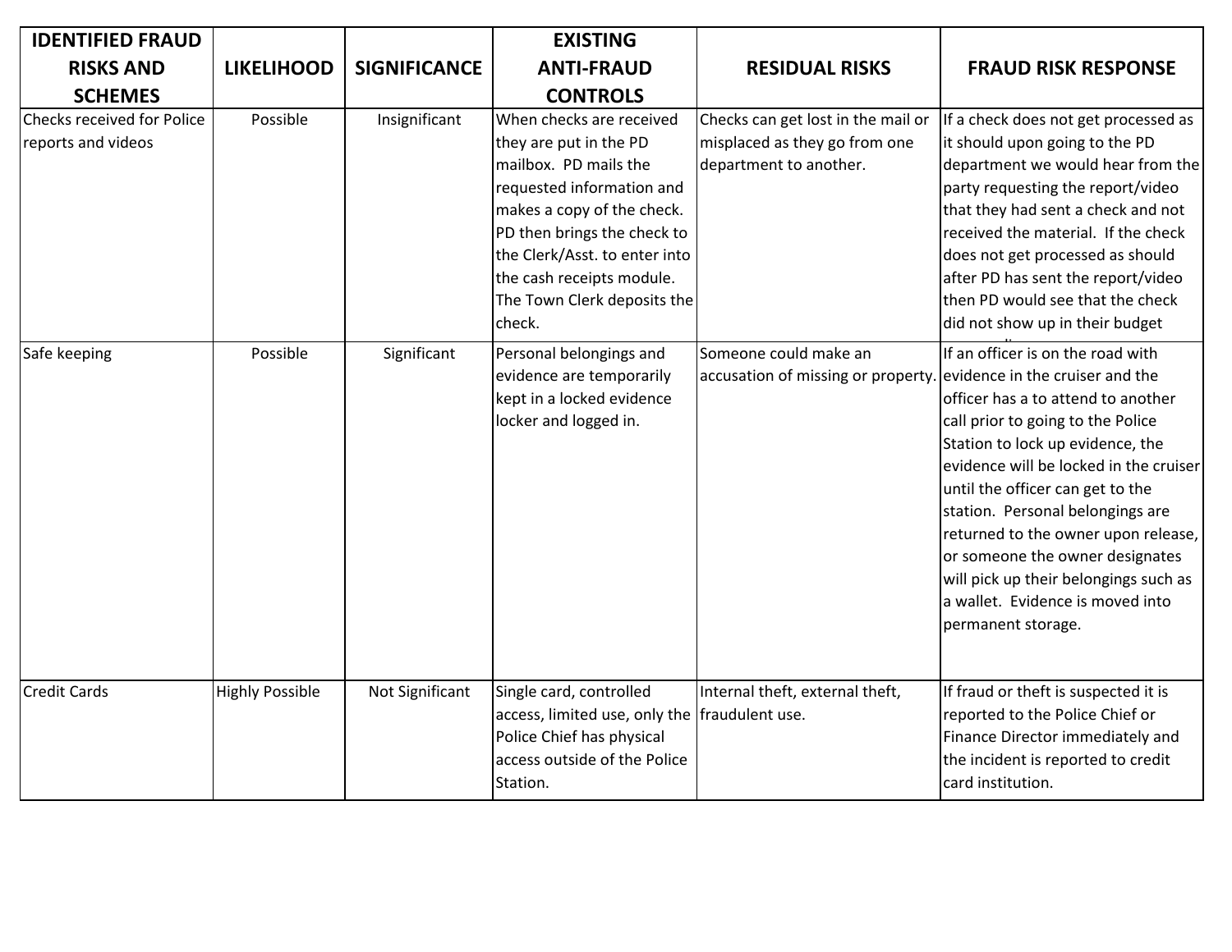| IDENTIFIED FRAUD RISKS AND SCHEMES | LIKELIHOOD | SIGNIFICANCE | EXISTING ANTI-FRAUD CONTROLS | RESIDUAL RISKS | FRAUD RISK RESPONSE |
|---|---|---|---|---|---|
| Checks received for Police reports and videos | Possible | Insignificant | When checks are received they are put in the PD mailbox. PD mails the requested information and makes a copy of the check. PD then brings the check to the Clerk/Asst. to enter into the cash receipts module. The Town Clerk deposits the check. | Checks can get lost in the mail or misplaced as they go from one department to another. | If a check does not get processed as it should upon going to the PD department we would hear from the party requesting the report/video that they had sent a check and not received the material. If the check does not get processed as should after PD has sent the report/video then PD would see that the check did not show up in their budget |
| Safe keeping | Possible | Significant | Personal belongings and evidence are temporarily kept in a locked evidence locker and logged in. | Someone could make an accusation of missing or property. | If an officer is on the road with evidence in the cruiser and the officer has a to attend to another call prior to going to the Police Station to lock up evidence, the evidence will be locked in the cruiser until the officer can get to the station. Personal belongings are returned to the owner upon release, or someone the owner designates will pick up their belongings such as a wallet. Evidence is moved into permanent storage. |
| Credit Cards | Highly Possible | Not Significant | Single card, controlled access, limited use, only the Police Chief has physical access outside of the Police Station. | Internal theft, external theft, fraudulent use. | If fraud or theft is suspected it is reported to the Police Chief or Finance Director immediately and the incident is reported to credit card institution. |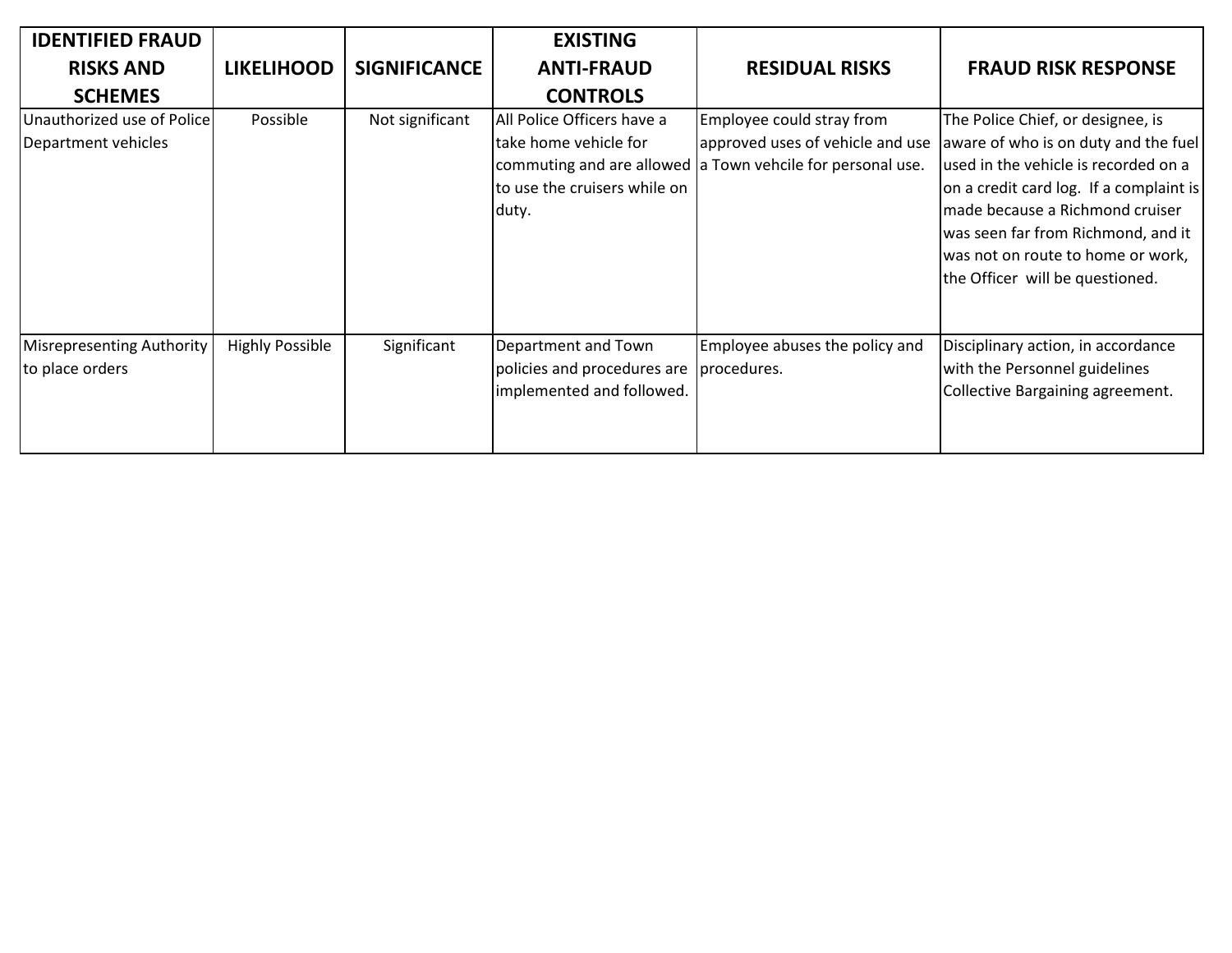| IDENTIFIED FRAUD RISKS AND SCHEMES | LIKELIHOOD | SIGNIFICANCE | EXISTING ANTI-FRAUD CONTROLS | RESIDUAL RISKS | FRAUD RISK RESPONSE |
|---|---|---|---|---|---|
| Unauthorized use of Police Department vehicles | Possible | Not significant | All Police Officers have a take home vehicle for commuting and are allowed to use the cruisers while on duty. | Employee could stray from approved uses of vehicle and use a Town vehcile for personal use. | The Police Chief, or designee, is aware of who is on duty and the fuel used in the vehicle is recorded on a on a credit card log. If a complaint is made because a Richmond cruiser was seen far from Richmond, and it was not on route to home or work, the Officer will be questioned. |
| Misrepresenting Authority to place orders | Highly Possible | Significant | Department and Town policies and procedures are implemented and followed. | Employee abuses the policy and procedures. | Disciplinary action, in accordance with the Personnel guidelines Collective Bargaining agreement. |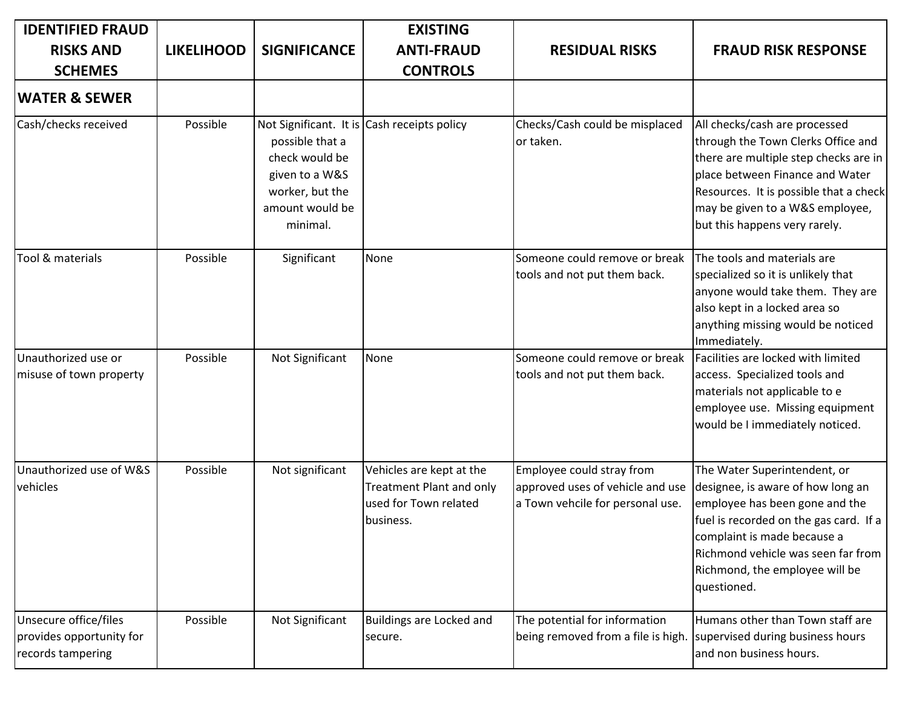| IDENTIFIED FRAUD RISKS AND SCHEMES | LIKELIHOOD | SIGNIFICANCE | EXISTING ANTI-FRAUD CONTROLS | RESIDUAL RISKS | FRAUD RISK RESPONSE |
|---|---|---|---|---|---|
| **WATER & SEWER** | | | | | |
| Cash/checks received | Possible | Not Significant. It is possible that a check would be given to a W&S worker, but the amount would be minimal. | Cash receipts policy | Checks/Cash could be misplaced or taken. | All checks/cash are processed through the Town Clerks Office and there are multiple step checks are in place between Finance and Water Resources. It is possible that a check may be given to a W&S employee, but this happens very rarely. |
| Tool & materials | Possible | Significant | None | Someone could remove or break tools and not put them back. | The tools and materials are specialized so it is unlikely that anyone would take them. They are also kept in a locked area so anything missing would be noticed Immediately. |
| Unauthorized use or misuse of town property | Possible | Not Significant | None | Someone could remove or break tools and not put them back. | Facilities are locked with limited access. Specialized tools and materials not applicable to e employee use. Missing equipment would be I immediately noticed. |
| Unauthorized use of W&S vehicles | Possible | Not significant | Vehicles are kept at the Treatment Plant and only used for Town related business. | Employee could stray from approved uses of vehicle and use a Town vehcile for personal use. | The Water Superintendent, or designee, is aware of how long an employee has been gone and the fuel is recorded on the gas card. If a complaint is made because a Richmond vehicle was seen far from Richmond, the employee will be questioned. |
| Unsecure office/files provides opportunity for records tampering | Possible | Not Significant | Buildings are Locked and secure. | The potential for information being removed from a file is high. | Humans other than Town staff are supervised during business hours and non business hours. |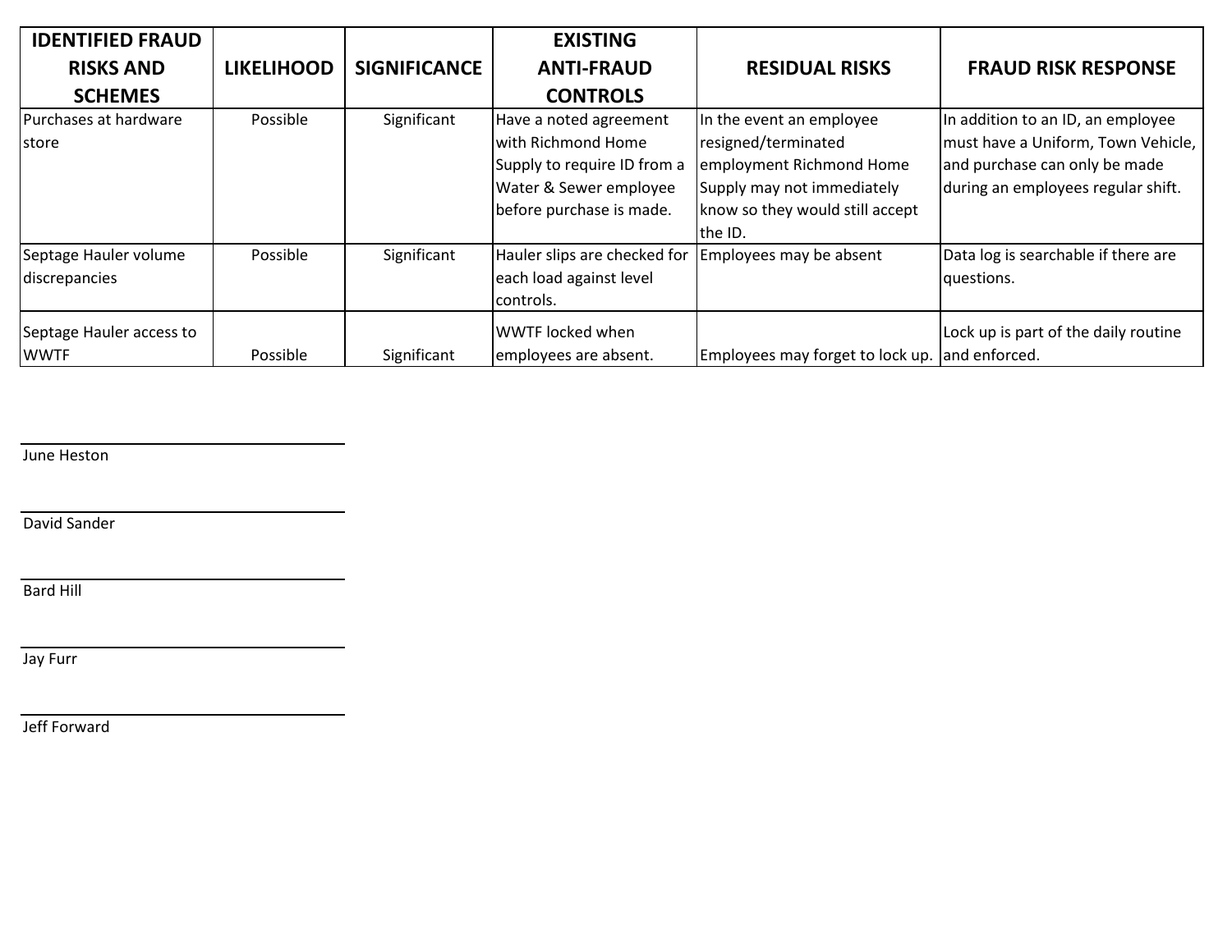| IDENTIFIED FRAUD RISKS AND SCHEMES | LIKELIHOOD | SIGNIFICANCE | EXISTING ANTI-FRAUD CONTROLS | RESIDUAL RISKS | FRAUD RISK RESPONSE |
|---|---|---|---|---|---|
| Purchases at hardware store | Possible | Significant | Have a noted agreement with Richmond Home Supply to require ID from a Water & Sewer employee before purchase is made. | In the event an employee resigned/terminated employment Richmond Home Supply may not immediately know so they would still accept the ID. | In addition to an ID, an employee must have a Uniform, Town Vehicle, and purchase can only be made during an employees regular shift. |
| Septage Hauler volume discrepancies | Possible | Significant | Hauler slips are checked for each load against level controls. | Employees may be absent | Data log is searchable if there are questions. |
| Septage Hauler access to WWTF | Possible | Significant | WWTF locked when employees are absent. | Employees may forget to lock up. | Lock up is part of the daily routine and enforced. |

June Heston

David Sander

Bard Hill

Jay Furr

Jeff Forward